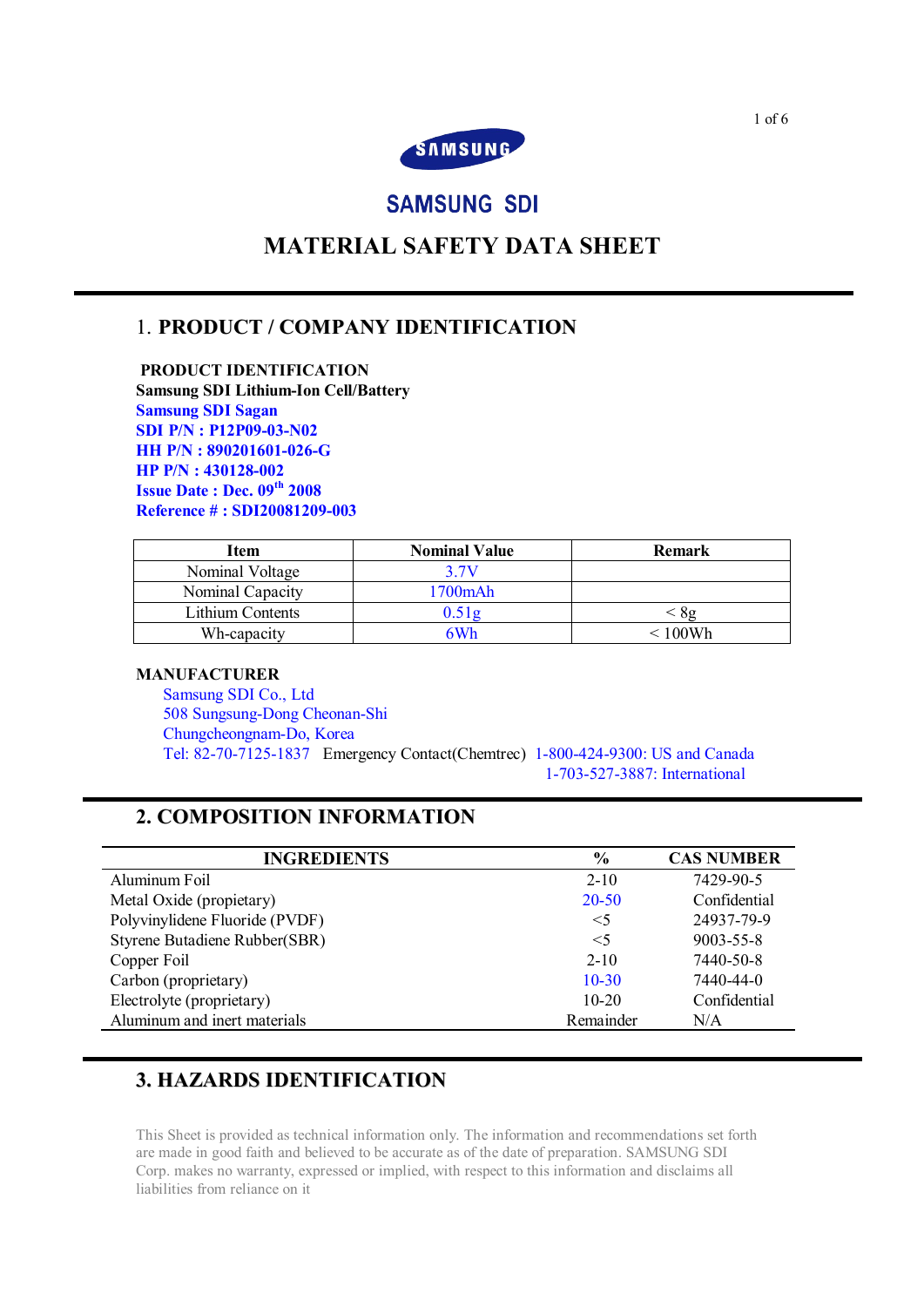SAMSUNG

SAMSUNG SDI

# MATERIAL SAFETY DATA SHEET

## 1. PRODUCT / COMPANY IDENTIFICATION

**PRODUCT IDENTIFICATION**

**Samsung SDI Lithium-Ion Cell/Battery**
**Samsung SDI Sagan**
**SDI P/N : P12P09-03-N02**
**HH P/N : 890201601-026-G**
**HP P/N : 430128-002**
**Issue Date : Dec. 09th 2008**
**Reference # : SDI20081209-003**

| Item | Nominal Value | Remark |
|---|---|---|
| Nominal Voltage | 3.7V | |
| Nominal Capacity | 1700mAh | |
| Lithium Contents | 0.51g | < 8g |
| Wh-capacity | 6Wh | < 100Wh |

**MANUFACTURER**

Samsung SDI Co., Ltd
508 Sungsung-Dong Cheonan-Shi
Chungcheongnam-Do, Korea
Tel: 82-70-7125-1837 Emergency Contact(Chemtrec) 1-800-424-9300: US and Canada
1-703-527-3887: International

## 2. COMPOSITION INFORMATION

| INGREDIENTS | % | CAS NUMBER |
|---|---|---|
| Aluminum Foil | 2-10 | 7429-90-5 |
| Metal Oxide (propietary) | 20-50 | Confidential |
| Polyvinylidene Fluoride (PVDF) | <5 | 24937-79-9 |
| Styrene Butadiene Rubber(SBR) | <5 | 9003-55-8 |
| Copper Foil | 2-10 | 7440-50-8 |
| Carbon (proprietary) | 10-30 | 7440-44-0 |
| Electrolyte (proprietary) | 10-20 | Confidential |
| Aluminum and inert materials | Remainder | N/A |

## 3. HAZARDS IDENTIFICATION

This Sheet is provided as technical information only. The information and recommendations set forth are made in good faith and believed to be accurate as of the date of preparation. SAMSUNG SDI Corp. makes no warranty, expressed or implied, with respect to this information and disclaims all liabilities from reliance on it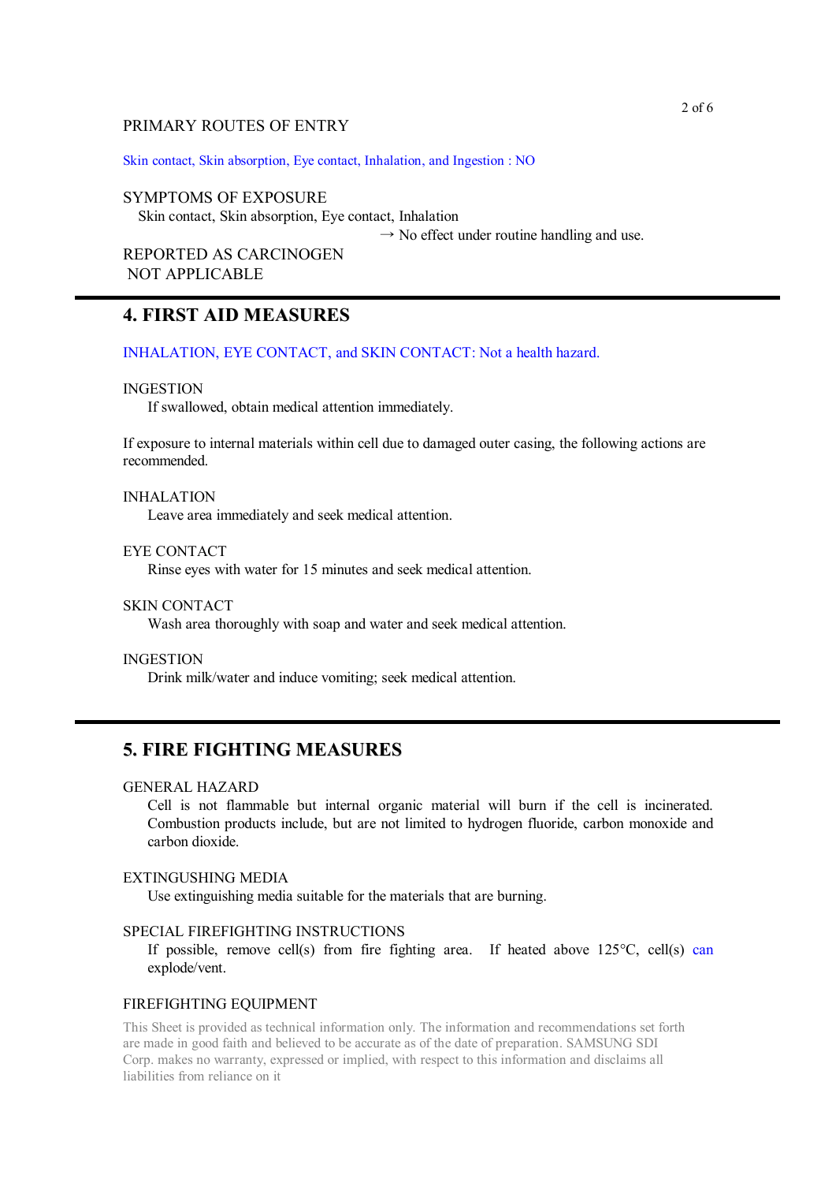PRIMARY ROUTES OF ENTRY

Skin contact, Skin absorption, Eye contact, Inhalation, and Ingestion : NO

SYMPTOMS OF EXPOSURE

Skin contact, Skin absorption, Eye contact, Inhalation

→ No effect under routine handling and use.

REPORTED AS CARCINOGEN

NOT APPLICABLE

## 4. FIRST AID MEASURES

INHALATION, EYE CONTACT, and SKIN CONTACT: Not a health hazard.

INGESTION

If swallowed, obtain medical attention immediately.

If exposure to internal materials within cell due to damaged outer casing, the following actions are recommended.

INHALATION

Leave area immediately and seek medical attention.

EYE CONTACT

Rinse eyes with water for 15 minutes and seek medical attention.

SKIN CONTACT

Wash area thoroughly with soap and water and seek medical attention.

INGESTION

Drink milk/water and induce vomiting; seek medical attention.

## 5. FIRE FIGHTING MEASURES

GENERAL HAZARD

Cell is not flammable but internal organic material will burn if the cell is incinerated. Combustion products include, but are not limited to hydrogen fluoride, carbon monoxide and carbon dioxide.

EXTINGUSHING MEDIA

Use extinguishing media suitable for the materials that are burning.

SPECIAL FIREFIGHTING INSTRUCTIONS

If possible, remove cell(s) from fire fighting area. If heated above 125°C, cell(s) can explode/vent.

FIREFIGHTING EQUIPMENT

This Sheet is provided as technical information only. The information and recommendations set forth are made in good faith and believed to be accurate as of the date of preparation. SAMSUNG SDI Corp. makes no warranty, expressed or implied, with respect to this information and disclaims all liabilities from reliance on it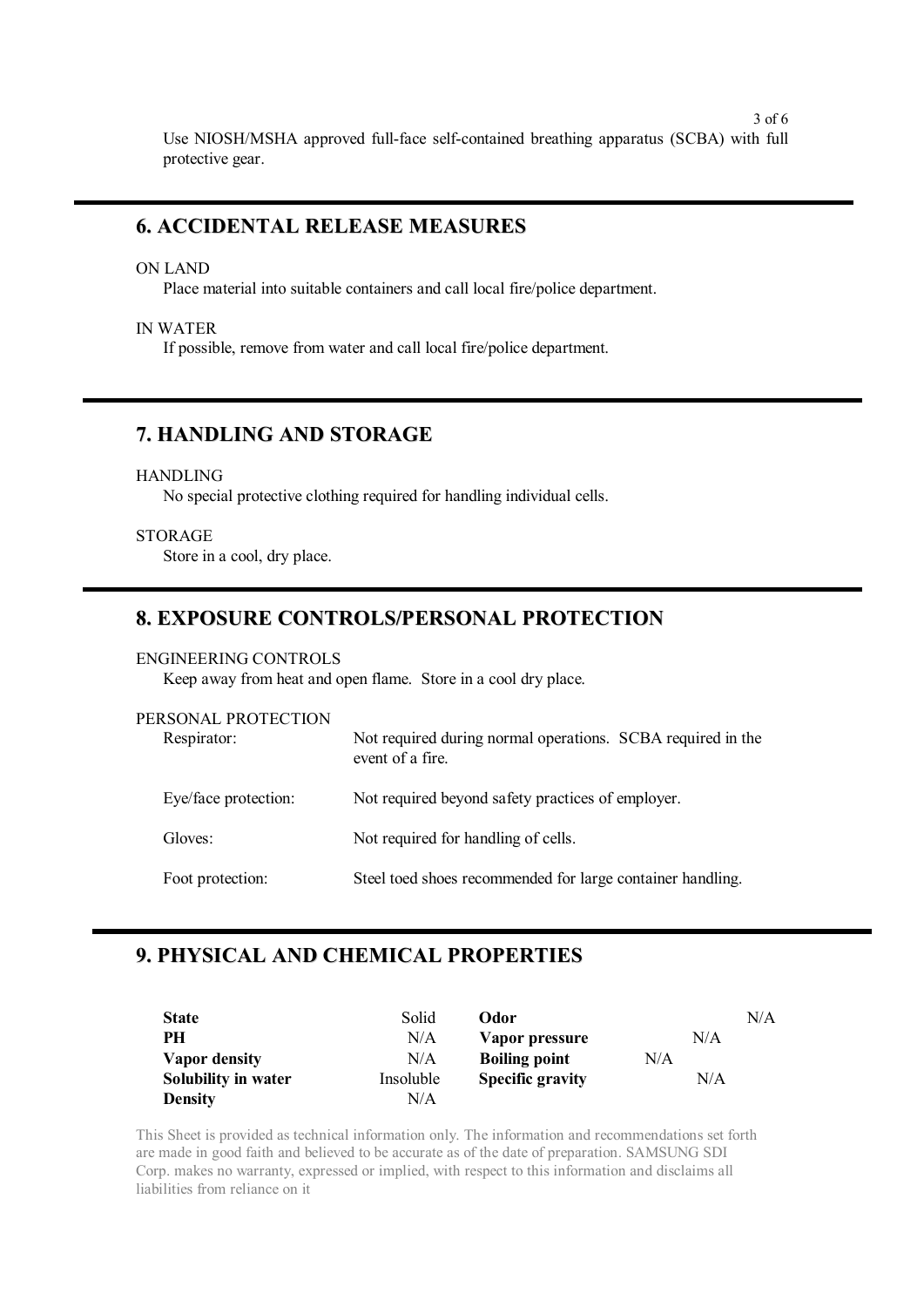Use NIOSH/MSHA approved full-face self-contained breathing apparatus (SCBA) with full protective gear.

## 6. ACCIDENTAL RELEASE MEASURES

ON LAND

Place material into suitable containers and call local fire/police department.

IN WATER

If possible, remove from water and call local fire/police department.

## 7. HANDLING AND STORAGE

HANDLING

No special protective clothing required for handling individual cells.

STORAGE

Store in a cool, dry place.

## 8. EXPOSURE CONTROLS/PERSONAL PROTECTION

ENGINEERING CONTROLS

Keep away from heat and open flame. Store in a cool dry place.

PERSONAL PROTECTION

| | |
|---|---|
| Respirator: | Not required during normal operations. SCBA required in the event of a fire. |
| Eye/face protection: | Not required beyond safety practices of employer. |
| Gloves: | Not required for handling of cells. |
| Foot protection: | Steel toed shoes recommended for large container handling. |

## 9. PHYSICAL AND CHEMICAL PROPERTIES

| | | | |
|---|---|---|---|
| **State** | Solid | **Odor** | N/A |
| **PH** | N/A | **Vapor pressure** | N/A |
| **Vapor density** | N/A | **Boiling point** | N/A |
| **Solubility in water** | Insoluble | **Specific gravity** | N/A |
| **Density** | N/A | | |

This Sheet is provided as technical information only. The information and recommendations set forth are made in good faith and believed to be accurate as of the date of preparation. SAMSUNG SDI Corp. makes no warranty, expressed or implied, with respect to this information and disclaims all liabilities from reliance on it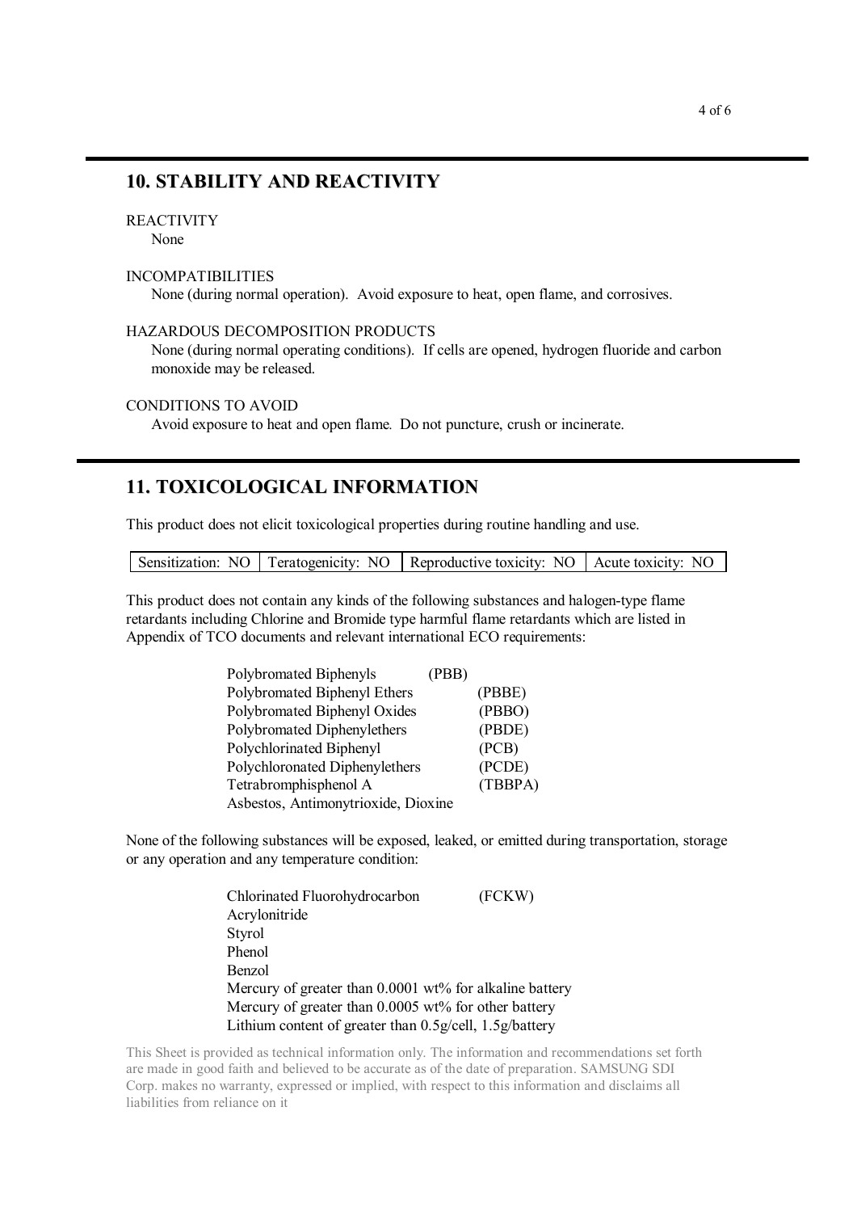## 10. STABILITY AND REACTIVITY

REACTIVITY
None

INCOMPATIBILITIES
None (during normal operation). Avoid exposure to heat, open flame, and corrosives.

HAZARDOUS DECOMPOSITION PRODUCTS
None (during normal operating conditions). If cells are opened, hydrogen fluoride and carbon monoxide may be released.

CONDITIONS TO AVOID
Avoid exposure to heat and open flame. Do not puncture, crush or incinerate.

## 11. TOXICOLOGICAL INFORMATION

This product does not elicit toxicological properties during routine handling and use.

| Sensitization: NO | Teratogenicity: NO | Reproductive toxicity: NO | Acute toxicity: NO |
|---|---|---|---|

This product does not contain any kinds of the following substances and halogen-type flame retardants including Chlorine and Bromide type harmful flame retardants which are listed in Appendix of TCO documents and relevant international ECO requirements:

- Polybromated Biphenyls (PBB)
- Polybromated Biphenyl Ethers (PBBE)
- Polybromated Biphenyl Oxides (PBBO)
- Polybromated Diphenylethers (PBDE)
- Polychlorinated Biphenyl (PCB)
- Polychloronated Diphenylethers (PCDE)
- Tetrabromphisphenol A (TBBPA)
- Asbestos, Antimonytrioxide, Dioxine

None of the following substances will be exposed, leaked, or emitted during transportation, storage or any operation and any temperature condition:

- Chlorinated Fluorohydrocarbon (FCKW)
- Acrylonitride
- Styrol
- Phenol
- Benzol
- Mercury of greater than 0.0001 wt% for alkaline battery
- Mercury of greater than 0.0005 wt% for other battery
- Lithium content of greater than 0.5g/cell, 1.5g/battery

This Sheet is provided as technical information only. The information and recommendations set forth are made in good faith and believed to be accurate as of the date of preparation. SAMSUNG SDI Corp. makes no warranty, expressed or implied, with respect to this information and disclaims all liabilities from reliance on it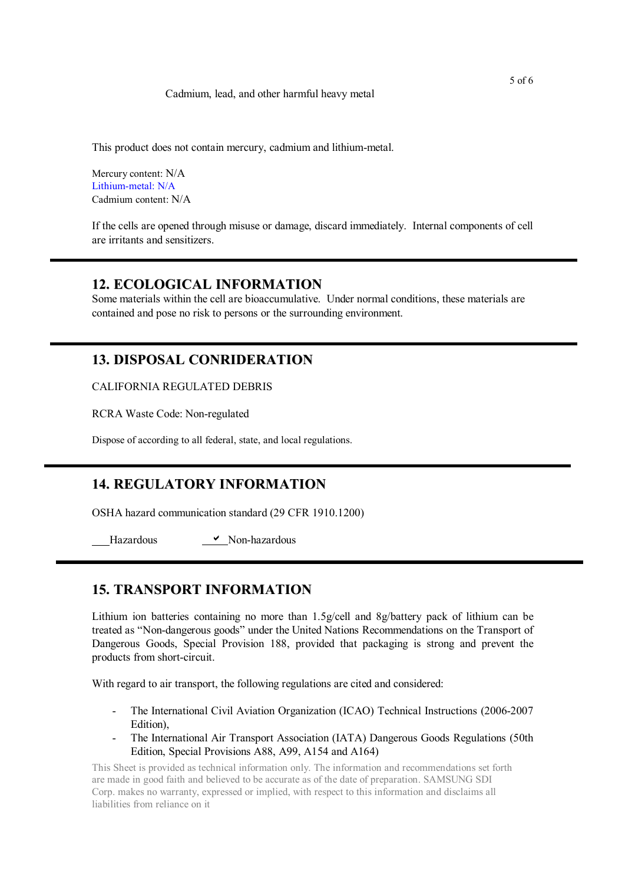Cadmium, lead, and other harmful heavy metal

This product does not contain mercury, cadmium and lithium-metal.

Mercury content: N/A
Lithium-metal: N/A
Cadmium content: N/A

If the cells are opened through misuse or damage, discard immediately. Internal components of cell are irritants and sensitizers.

## 12. ECOLOGICAL INFORMATION

Some materials within the cell are bioaccumulative. Under normal conditions, these materials are contained and pose no risk to persons or the surrounding environment.

## 13. DISPOSAL CONRIDERATION

CALIFORNIA REGULATED DEBRIS

RCRA Waste Code: Non-regulated

Dispose of according to all federal, state, and local regulations.

## 14. REGULATORY INFORMATION

OSHA hazard communication standard (29 CFR 1910.1200)

___Hazardous ✔ Non-hazardous

## 15. TRANSPORT INFORMATION

Lithium ion batteries containing no more than 1.5g/cell and 8g/battery pack of lithium can be treated as "Non-dangerous goods" under the United Nations Recommendations on the Transport of Dangerous Goods, Special Provision 188, provided that packaging is strong and prevent the products from short-circuit.

With regard to air transport, the following regulations are cited and considered:

- The International Civil Aviation Organization (ICAO) Technical Instructions (2006-2007 Edition),
- The International Air Transport Association (IATA) Dangerous Goods Regulations (50th Edition, Special Provisions A88, A99, A154 and A164)

This Sheet is provided as technical information only. The information and recommendations set forth are made in good faith and believed to be accurate as of the date of preparation. SAMSUNG SDI Corp. makes no warranty, expressed or implied, with respect to this information and disclaims all liabilities from reliance on it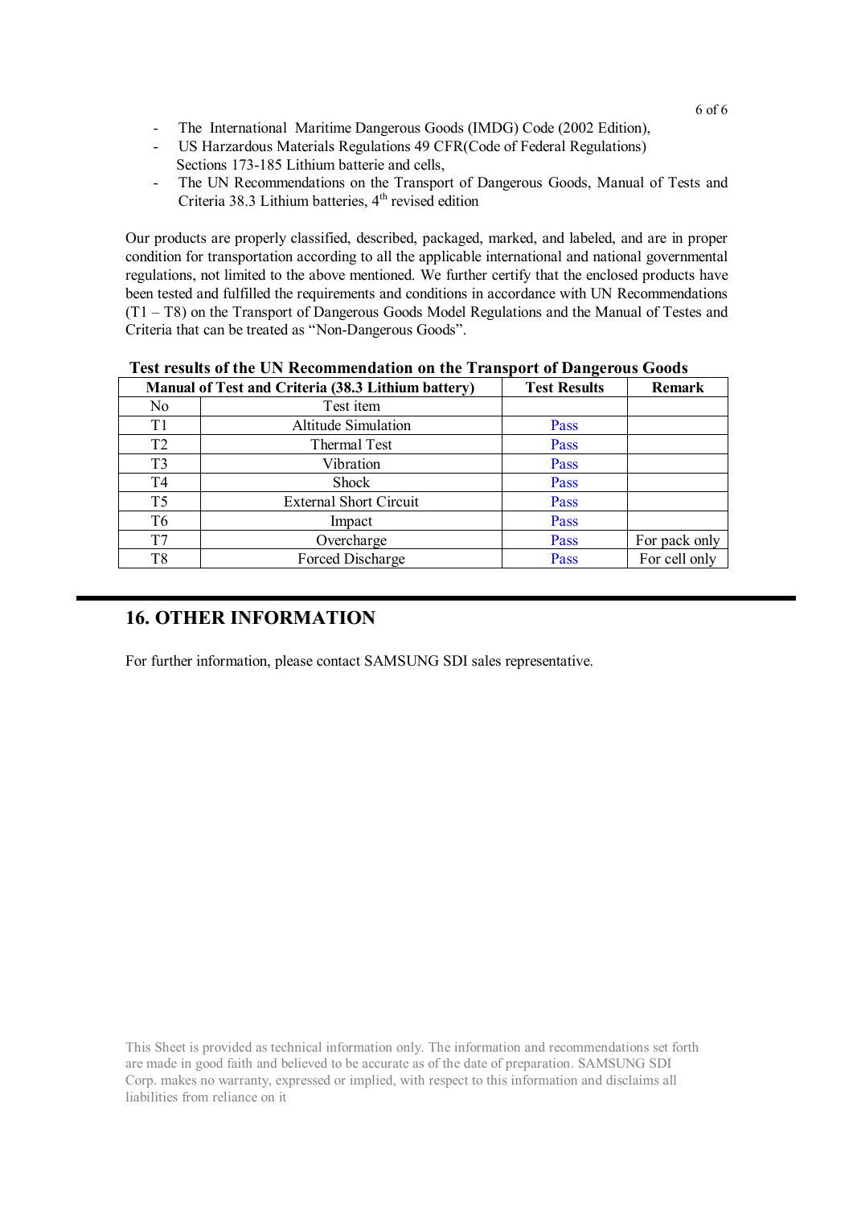- The International Maritime Dangerous Goods (IMDG) Code (2002 Edition),
- US Harzardous Materials Regulations 49 CFR(Code of Federal Regulations) Sections 173-185 Lithium batterie and cells,
- The UN Recommendations on the Transport of Dangerous Goods, Manual of Tests and Criteria 38.3 Lithium batteries, 4th revised edition

Our products are properly classified, described, packaged, marked, and labeled, and are in proper condition for transportation according to all the applicable international and national governmental regulations, not limited to the above mentioned. We further certify that the enclosed products have been tested and fulfilled the requirements and conditions in accordance with UN Recommendations (T1 – T8) on the Transport of Dangerous Goods Model Regulations and the Manual of Testes and Criteria that can be treated as "Non-Dangerous Goods".

**Test results of the UN Recommendation on the Transport of Dangerous Goods**

| Manual of Test and Criteria (38.3 Lithium battery) | | Test Results | Remark |
|---|---|---|---|
| No | Test item | | |
| T1 | Altitude Simulation | Pass | |
| T2 | Thermal Test | Pass | |
| T3 | Vibration | Pass | |
| T4 | Shock | Pass | |
| T5 | External Short Circuit | Pass | |
| T6 | Impact | Pass | |
| T7 | Overcharge | Pass | For pack only |
| T8 | Forced Discharge | Pass | For cell only |

## 16. OTHER INFORMATION

For further information, please contact SAMSUNG SDI sales representative.

This Sheet is provided as technical information only. The information and recommendations set forth are made in good faith and believed to be accurate as of the date of preparation. SAMSUNG SDI Corp. makes no warranty, expressed or implied, with respect to this information and disclaims all liabilities from reliance on it